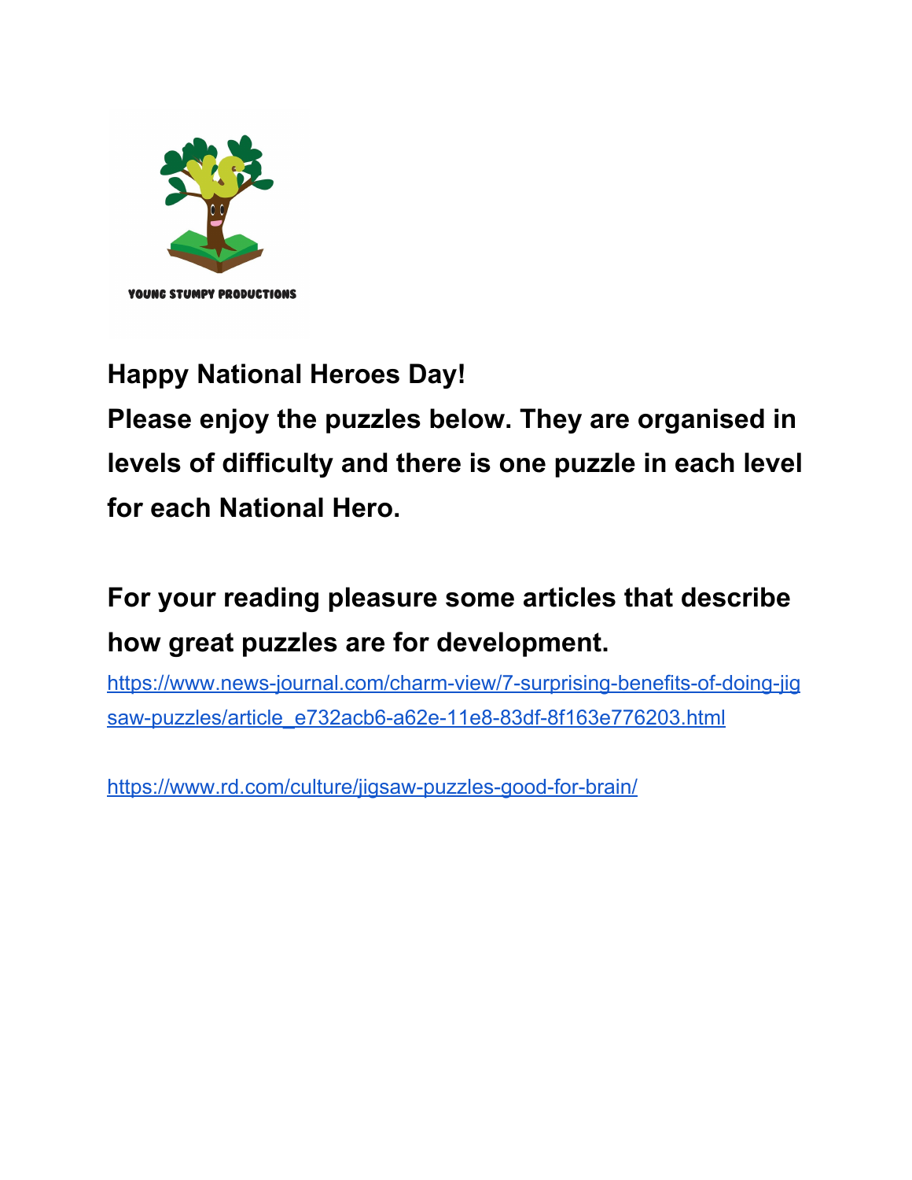YOUNG STUMPY PRODUCTIONS

**Happy National Heroes Day!**
**Please enjoy the puzzles below. They are organised in levels of difficulty and there is one puzzle in each level for each National Hero.**

**For your reading pleasure some articles that describe how great puzzles are for development.**

https://www.news-journal.com/charm-view/7-surprising-benefits-of-doing-jigsaw-puzzles/article_e732acb6-a62e-11e8-83df-8f163e776203.html

https://www.rd.com/culture/jigsaw-puzzles-good-for-brain/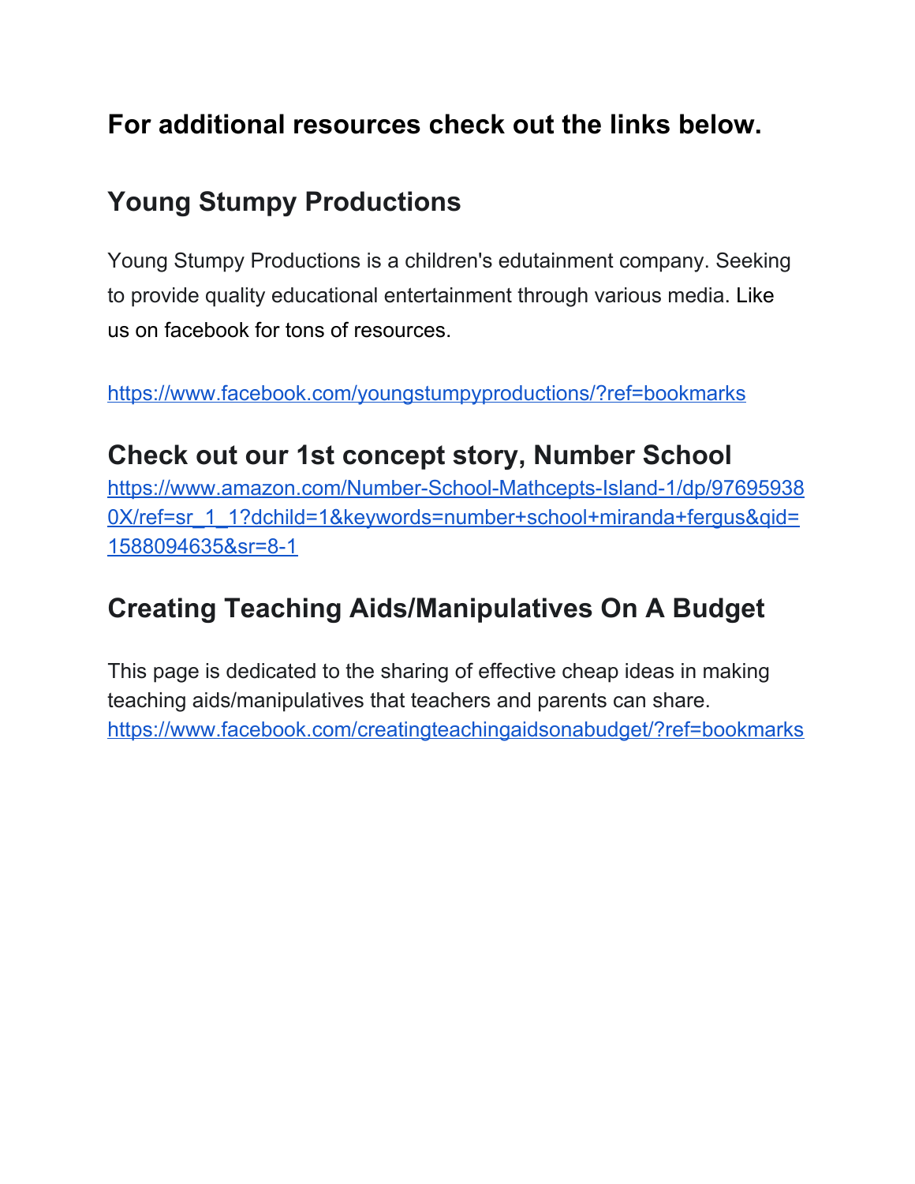## For additional resources check out the links below.

### Young Stumpy Productions

Young Stumpy Productions is a children's edutainment company. Seeking to provide quality educational entertainment through various media. Like us on facebook for tons of resources.

https://www.facebook.com/youngstumpyproductions/?ref=bookmarks

### Check out our 1st concept story, Number School

https://www.amazon.com/Number-School-Mathcepts-Island-1/dp/976959380X/ref=sr_1_1?dchild=1&keywords=number+school+miranda+fergus&qid=1588094635&sr=8-1

### Creating Teaching Aids/Manipulatives On A Budget

This page is dedicated to the sharing of effective cheap ideas in making teaching aids/manipulatives that teachers and parents can share.
https://www.facebook.com/creatingteachingaidsonabudget/?ref=bookmarks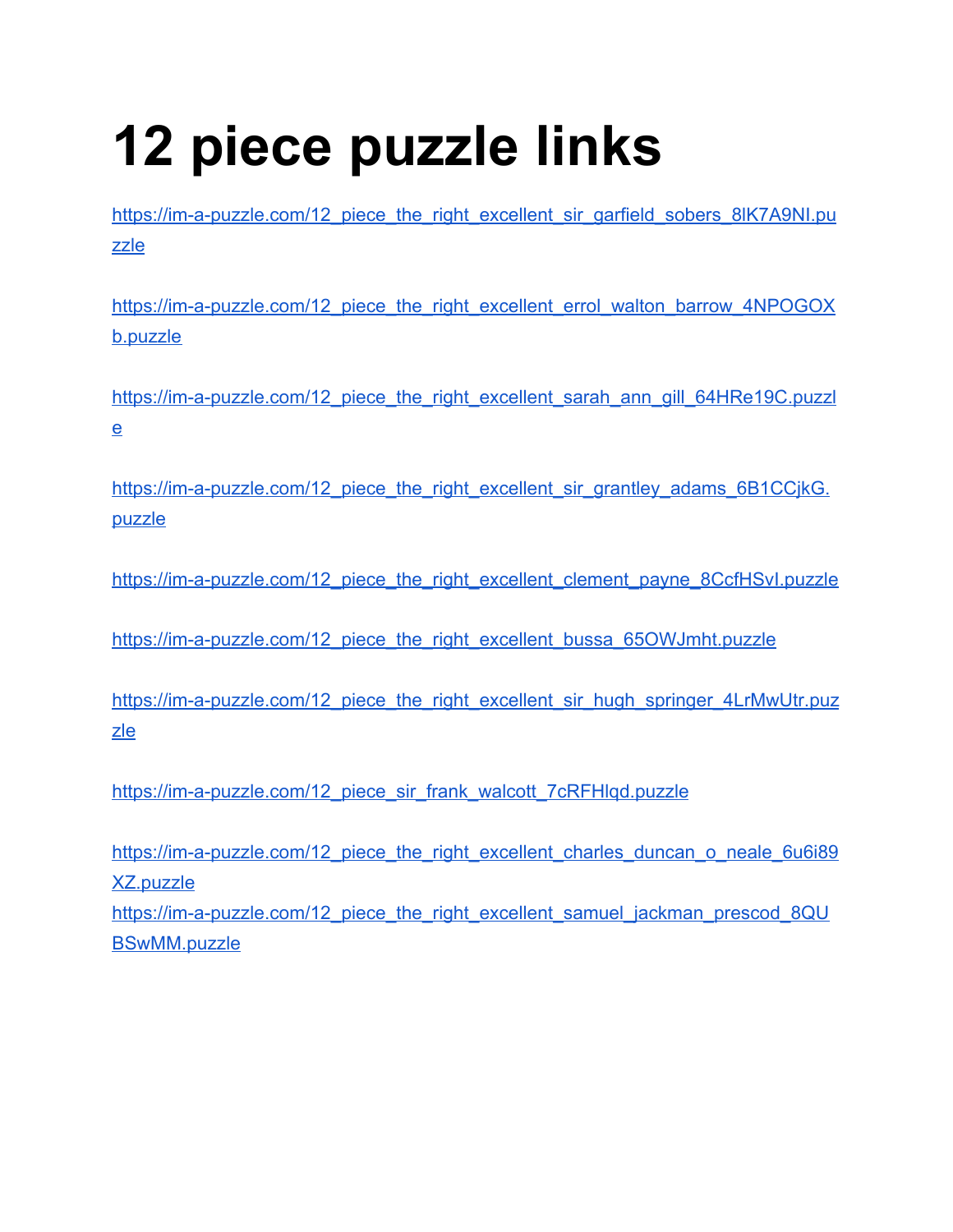# 12 piece puzzle links

https://im-a-puzzle.com/12_piece_the_right_excellent_sir_garfield_sobers_8lK7A9NI.puzzle

https://im-a-puzzle.com/12_piece_the_right_excellent_errol_walton_barrow_4NPOGOXb.puzzle

https://im-a-puzzle.com/12_piece_the_right_excellent_sarah_ann_gill_64HRe19C.puzzle

https://im-a-puzzle.com/12_piece_the_right_excellent_sir_grantley_adams_6B1CCjkG.puzzle

https://im-a-puzzle.com/12_piece_the_right_excellent_clement_payne_8CcfHSvI.puzzle

https://im-a-puzzle.com/12_piece_the_right_excellent_bussa_65OWJmht.puzzle

https://im-a-puzzle.com/12_piece_the_right_excellent_sir_hugh_springer_4LrMwUtr.puzzle

https://im-a-puzzle.com/12_piece_sir_frank_walcott_7cRFHlqd.puzzle

https://im-a-puzzle.com/12_piece_the_right_excellent_charles_duncan_o_neale_6u6i89XZ.puzzle
https://im-a-puzzle.com/12_piece_the_right_excellent_samuel_jackman_prescod_8QUBSwMM.puzzle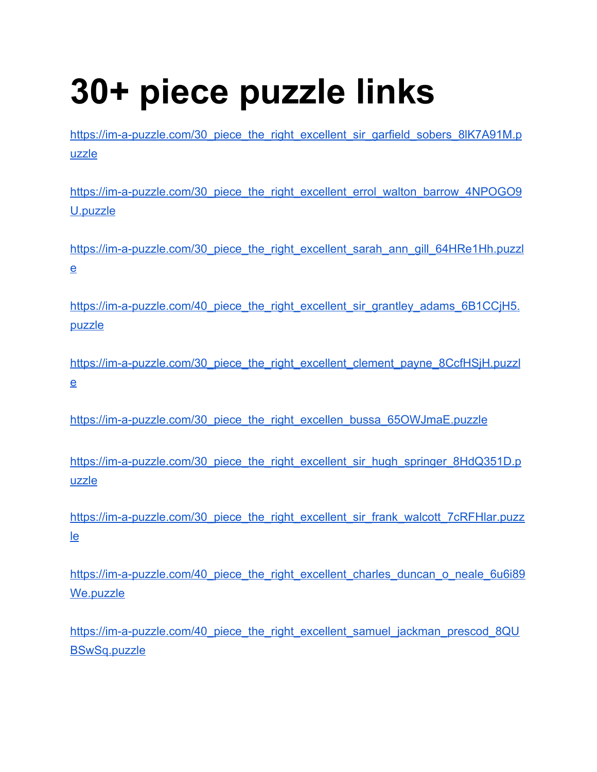# 30+ piece puzzle links

https://im-a-puzzle.com/30_piece_the_right_excellent_sir_garfield_sobers_8lK7A91M.puzzle

https://im-a-puzzle.com/30_piece_the_right_excellent_errol_walton_barrow_4NPOGO9U.puzzle

https://im-a-puzzle.com/30_piece_the_right_excellent_sarah_ann_gill_64HRe1Hh.puzzle

https://im-a-puzzle.com/40_piece_the_right_excellent_sir_grantley_adams_6B1CCjH5.puzzle

https://im-a-puzzle.com/30_piece_the_right_excellent_clement_payne_8CcfHSjH.puzzle

https://im-a-puzzle.com/30_piece_the_right_excellen_bussa_65OWJmaE.puzzle

https://im-a-puzzle.com/30_piece_the_right_excellent_sir_hugh_springer_8HdQ351D.puzzle

https://im-a-puzzle.com/30_piece_the_right_excellent_sir_frank_walcott_7cRFHlar.puzzle

https://im-a-puzzle.com/40_piece_the_right_excellent_charles_duncan_o_neale_6u6i89We.puzzle

https://im-a-puzzle.com/40_piece_the_right_excellent_samuel_jackman_prescod_8QUBSwSq.puzzle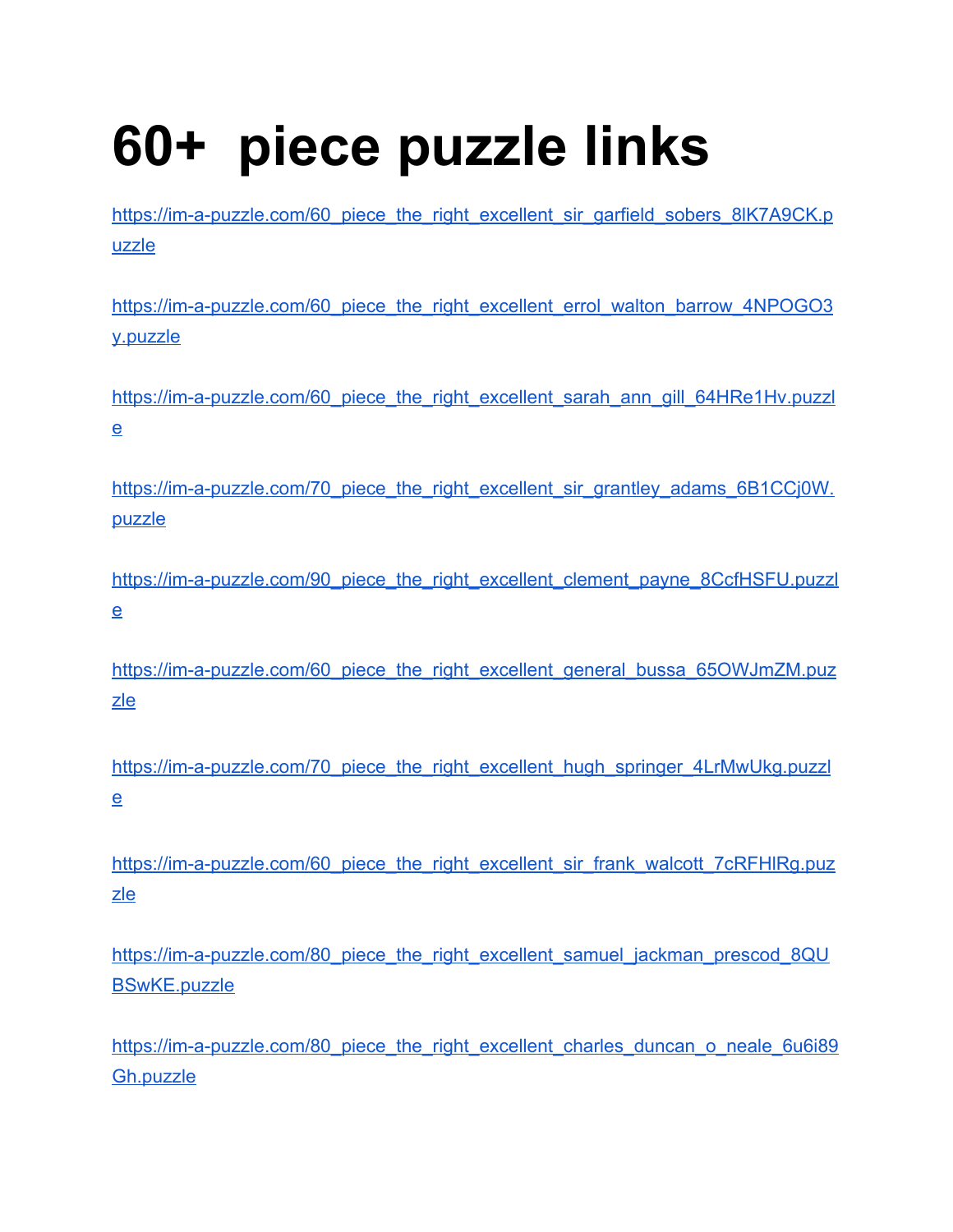# 60+ piece puzzle links

https://im-a-puzzle.com/60_piece_the_right_excellent_sir_garfield_sobers_8lK7A9CK.puzzle

https://im-a-puzzle.com/60_piece_the_right_excellent_errol_walton_barrow_4NPOGO3y.puzzle

https://im-a-puzzle.com/60_piece_the_right_excellent_sarah_ann_gill_64HRe1Hv.puzzle

https://im-a-puzzle.com/70_piece_the_right_excellent_sir_grantley_adams_6B1CCj0W.puzzle

https://im-a-puzzle.com/90_piece_the_right_excellent_clement_payne_8CcfHSFU.puzzle

https://im-a-puzzle.com/60_piece_the_right_excellent_general_bussa_65OWJmZM.puzzle

https://im-a-puzzle.com/70_piece_the_right_excellent_hugh_springer_4LrMwUkg.puzzle

https://im-a-puzzle.com/60_piece_the_right_excellent_sir_frank_walcott_7cRFHlRg.puzzle

https://im-a-puzzle.com/80_piece_the_right_excellent_samuel_jackman_prescod_8QUBSwKE.puzzle

https://im-a-puzzle.com/80_piece_the_right_excellent_charles_duncan_o_neale_6u6i89Gh.puzzle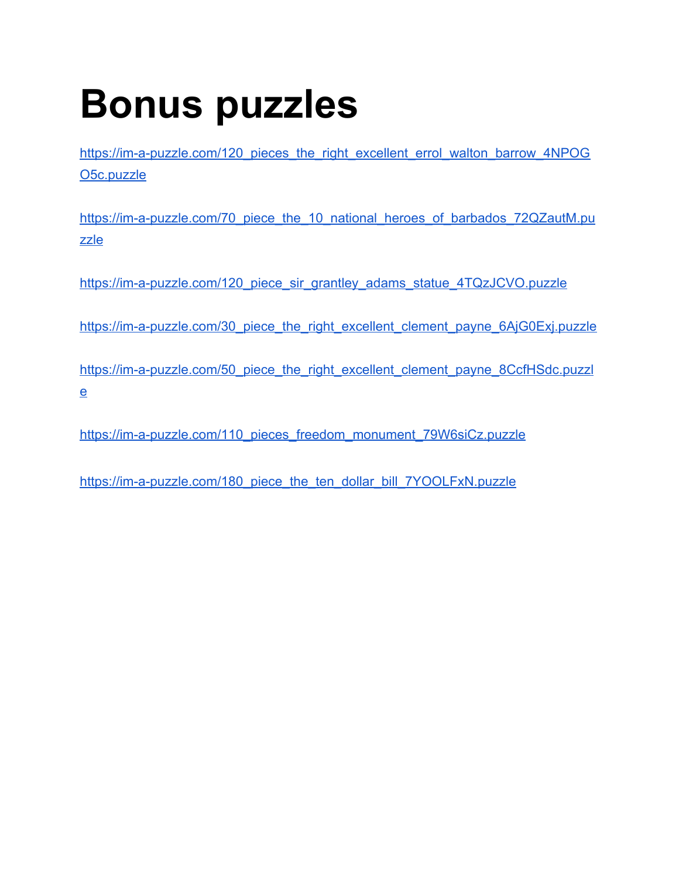# Bonus puzzles

https://im-a-puzzle.com/120_pieces_the_right_excellent_errol_walton_barrow_4NPOGO5c.puzzle

https://im-a-puzzle.com/70_piece_the_10_national_heroes_of_barbados_72QZautM.puzzle

https://im-a-puzzle.com/120_piece_sir_grantley_adams_statue_4TQzJCVO.puzzle

https://im-a-puzzle.com/30_piece_the_right_excellent_clement_payne_6AjG0Exj.puzzle

https://im-a-puzzle.com/50_piece_the_right_excellent_clement_payne_8CcfHSdc.puzzle

https://im-a-puzzle.com/110_pieces_freedom_monument_79W6siCz.puzzle

https://im-a-puzzle.com/180_piece_the_ten_dollar_bill_7YOOLFxN.puzzle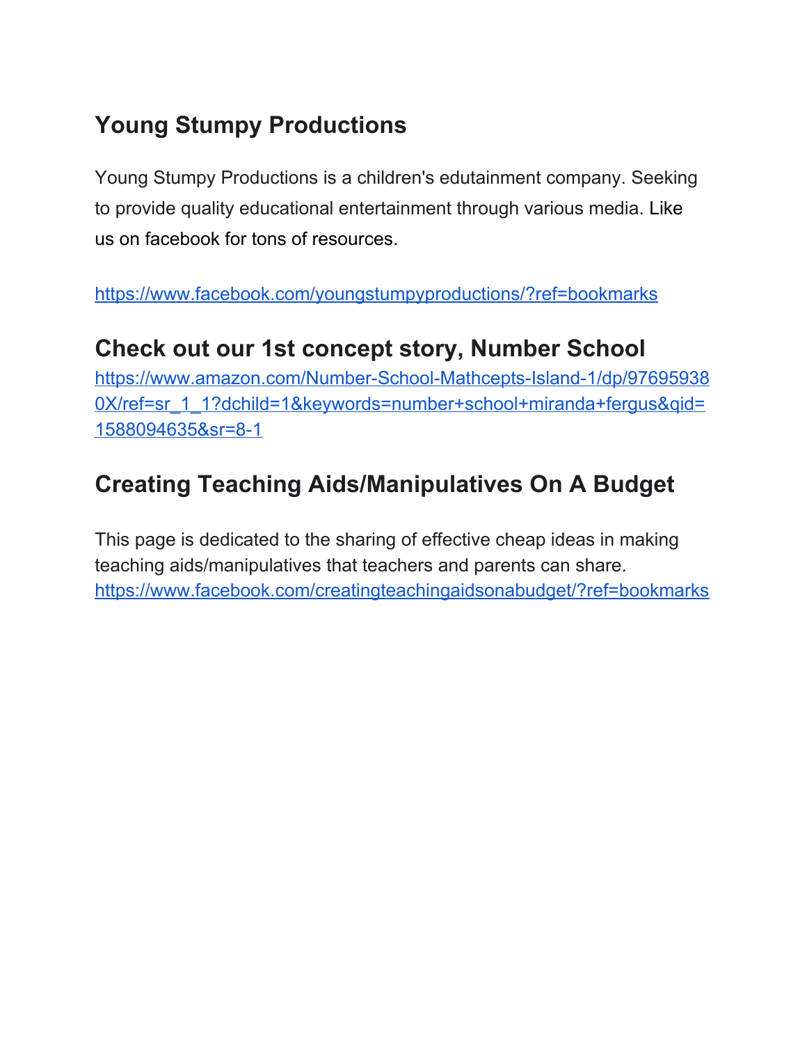## Young Stumpy Productions

Young Stumpy Productions is a children's edutainment company. Seeking to provide quality educational entertainment through various media. Like us on facebook for tons of resources.

https://www.facebook.com/youngstumpyproductions/?ref=bookmarks

## Check out our 1st concept story, Number School

https://www.amazon.com/Number-School-Mathcepts-Island-1/dp/976959380X/ref=sr_1_1?dchild=1&keywords=number+school+miranda+fergus&qid=1588094635&sr=8-1

## Creating Teaching Aids/Manipulatives On A Budget

This page is dedicated to the sharing of effective cheap ideas in making teaching aids/manipulatives that teachers and parents can share.
https://www.facebook.com/creatingteachingaidsonabudget/?ref=bookmarks